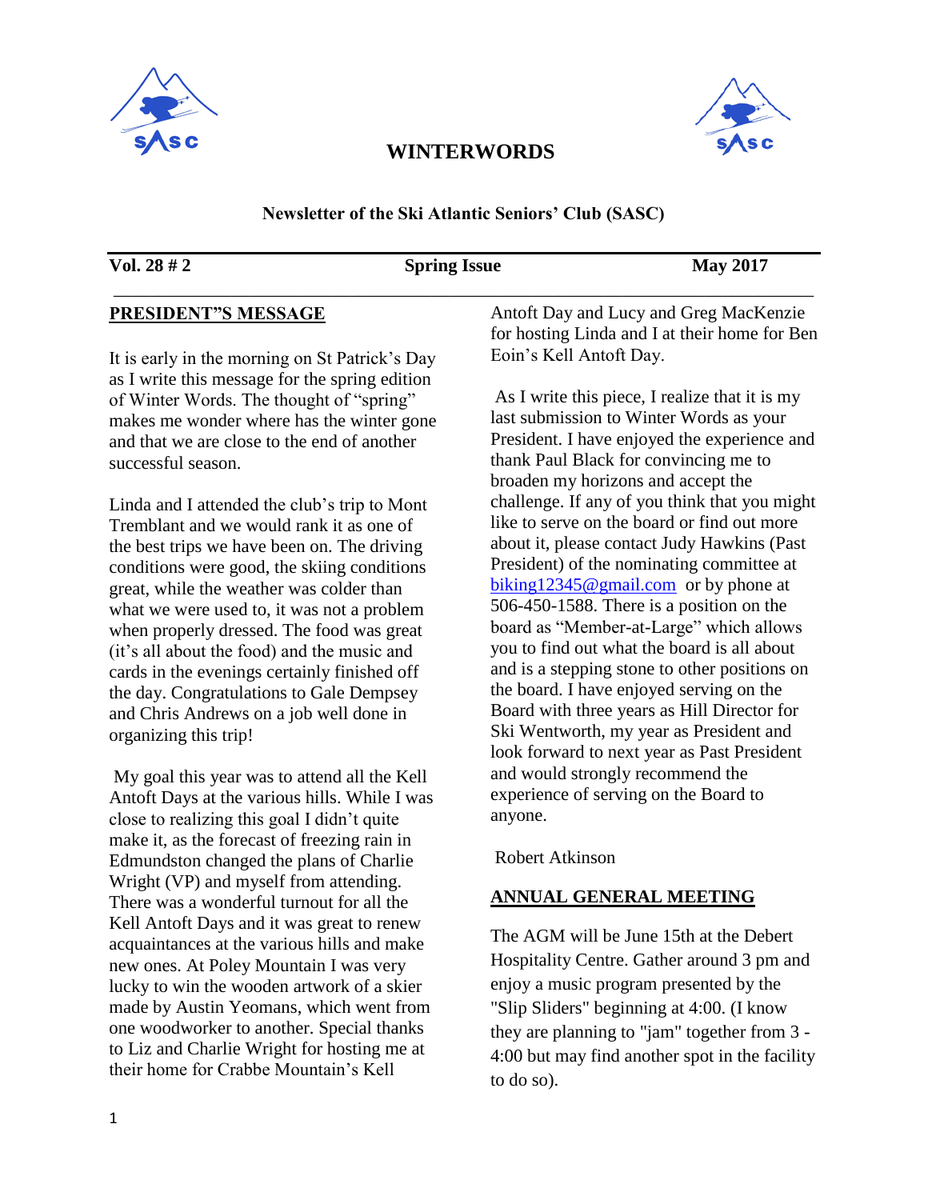# WINTERWORDS

**Newsletter of the Ski Atlantic Seniors' Club (SASC)**

**Vol. 28 # 2** | **Spring Issue** | **May 2017**

## PRESIDENT"S MESSAGE

It is early in the morning on St Patrick's Day as I write this message for the spring edition of Winter Words. The thought of "spring" makes me wonder where has the winter gone and that we are close to the end of another successful season.

Linda and I attended the club's trip to Mont Tremblant and we would rank it as one of the best trips we have been on. The driving conditions were good, the skiing conditions great, while the weather was colder than what we were used to, it was not a problem when properly dressed. The food was great (it's all about the food) and the music and cards in the evenings certainly finished off the day. Congratulations to Gale Dempsey and Chris Andrews on a job well done in organizing this trip!

My goal this year was to attend all the Kell Antoft Days at the various hills. While I was close to realizing this goal I didn't quite make it, as the forecast of freezing rain in Edmundston changed the plans of Charlie Wright (VP) and myself from attending. There was a wonderful turnout for all the Kell Antoft Days and it was great to renew acquaintances at the various hills and make new ones. At Poley Mountain I was very lucky to win the wooden artwork of a skier made by Austin Yeomans, which went from one woodworker to another. Special thanks to Liz and Charlie Wright for hosting me at their home for Crabbe Mountain's Kell Antoft Day and Lucy and Greg MacKenzie for hosting Linda and I at their home for Ben Eoin's Kell Antoft Day.

As I write this piece, I realize that it is my last submission to Winter Words as your President. I have enjoyed the experience and thank Paul Black for convincing me to broaden my horizons and accept the challenge. If any of you think that you might like to serve on the board or find out more about it, please contact Judy Hawkins (Past President) of the nominating committee at biking12345@gmail.com or by phone at 506-450-1588. There is a position on the board as "Member-at-Large" which allows you to find out what the board is all about and is a stepping stone to other positions on the board. I have enjoyed serving on the Board with three years as Hill Director for Ski Wentworth, my year as President and look forward to next year as Past President and would strongly recommend the experience of serving on the Board to anyone.

Robert Atkinson

## ANNUAL GENERAL MEETING

The AGM will be June 15th at the Debert Hospitality Centre. Gather around 3 pm and enjoy a music program presented by the "Slip Sliders" beginning at 4:00. (I know they are planning to "jam" together from 3 - 4:00 but may find another spot in the facility to do so).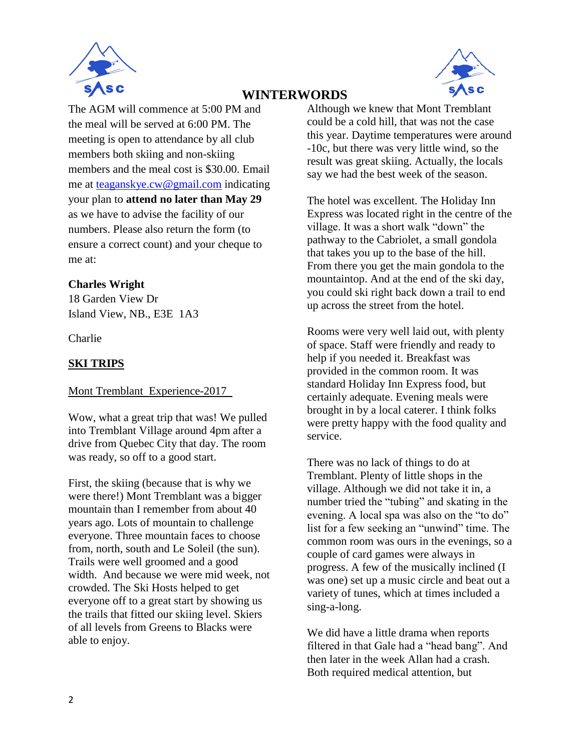# WINTERWORDS

The AGM will commence at 5:00 PM and the meal will be served at 6:00 PM. The meeting is open to attendance by all club members both skiing and non-skiing members and the meal cost is $30.00. Email me at teaganskye.cw@gmail.com indicating your plan to **attend no later than May 29** as we have to advise the facility of our numbers. Please also return the form (to ensure a correct count) and your cheque to me at:

**Charles Wright**
18 Garden View Dr
Island View, NB., E3E 1A3

Charlie

## SKI TRIPS

Mont Tremblant Experience-2017

Wow, what a great trip that was! We pulled into Tremblant Village around 4pm after a drive from Quebec City that day. The room was ready, so off to a good start.

First, the skiing (because that is why we were there!) Mont Tremblant was a bigger mountain than I remember from about 40 years ago. Lots of mountain to challenge everyone. Three mountain faces to choose from, north, south and Le Soleil (the sun). Trails were well groomed and a good width. And because we were mid week, not crowded. The Ski Hosts helped to get everyone off to a great start by showing us the trails that fitted our skiing level. Skiers of all levels from Greens to Blacks were able to enjoy.

Although we knew that Mont Tremblant could be a cold hill, that was not the case this year. Daytime temperatures were around -10c, but there was very little wind, so the result was great skiing. Actually, the locals say we had the best week of the season.

The hotel was excellent. The Holiday Inn Express was located right in the centre of the village. It was a short walk “down” the pathway to the Cabriolet, a small gondola that takes you up to the base of the hill. From there you get the main gondola to the mountaintop. And at the end of the ski day, you could ski right back down a trail to end up across the street from the hotel.

Rooms were very well laid out, with plenty of space. Staff were friendly and ready to help if you needed it. Breakfast was provided in the common room. It was standard Holiday Inn Express food, but certainly adequate. Evening meals were brought in by a local caterer. I think folks were pretty happy with the food quality and service.

There was no lack of things to do at Tremblant. Plenty of little shops in the village. Although we did not take it in, a number tried the “tubing” and skating in the evening. A local spa was also on the “to do” list for a few seeking an “unwind” time. The common room was ours in the evenings, so a couple of card games were always in progress. A few of the musically inclined (I was one) set up a music circle and beat out a variety of tunes, which at times included a sing-a-long.

We did have a little drama when reports filtered in that Gale had a “head bang”. And then later in the week Allan had a crash. Both required medical attention, but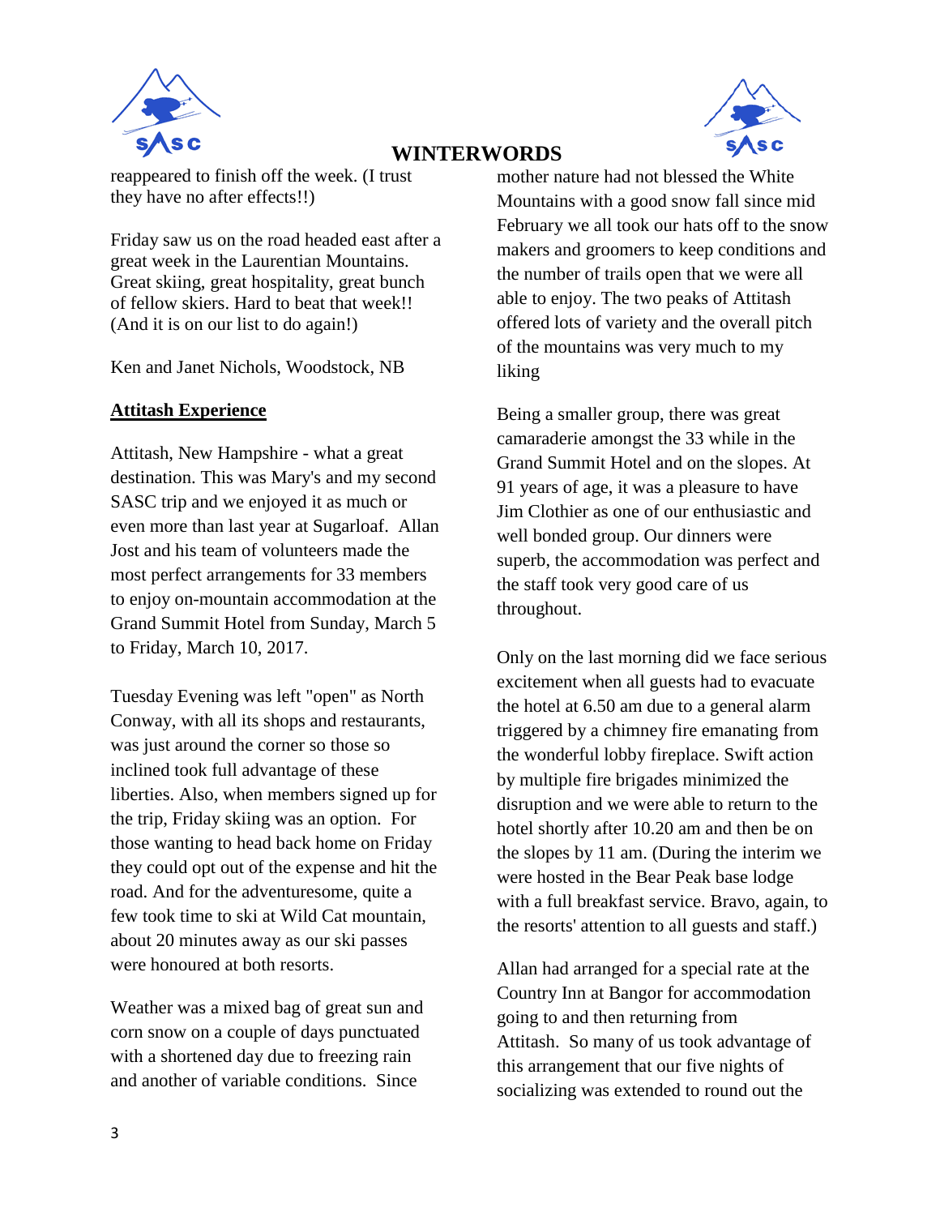reappeared to finish off the week. (I trust they have no after effects!!)

Friday saw us on the road headed east after a great week in the Laurentian Mountains. Great skiing, great hospitality, great bunch of fellow skiers. Hard to beat that week!! (And it is on our list to do again!)

Ken and Janet Nichols, Woodstock, NB

**Attitash Experience**

Attitash, New Hampshire - what a great destination. This was Mary's and my second SASC trip and we enjoyed it as much or even more than last year at Sugarloaf. Allan Jost and his team of volunteers made the most perfect arrangements for 33 members to enjoy on-mountain accommodation at the Grand Summit Hotel from Sunday, March 5 to Friday, March 10, 2017.

Tuesday Evening was left "open" as North Conway, with all its shops and restaurants, was just around the corner so those so inclined took full advantage of these liberties. Also, when members signed up for the trip, Friday skiing was an option. For those wanting to head back home on Friday they could opt out of the expense and hit the road. And for the adventuresome, quite a few took time to ski at Wild Cat mountain, about 20 minutes away as our ski passes were honoured at both resorts.

Weather was a mixed bag of great sun and corn snow on a couple of days punctuated with a shortened day due to freezing rain and another of variable conditions. Since mother nature had not blessed the White Mountains with a good snow fall since mid February we all took our hats off to the snow makers and groomers to keep conditions and the number of trails open that we were all able to enjoy. The two peaks of Attitash offered lots of variety and the overall pitch of the mountains was very much to my liking

Being a smaller group, there was great camaraderie amongst the 33 while in the Grand Summit Hotel and on the slopes. At 91 years of age, it was a pleasure to have Jim Clothier as one of our enthusiastic and well bonded group. Our dinners were superb, the accommodation was perfect and the staff took very good care of us throughout.

Only on the last morning did we face serious excitement when all guests had to evacuate the hotel at 6.50 am due to a general alarm triggered by a chimney fire emanating from the wonderful lobby fireplace. Swift action by multiple fire brigades minimized the disruption and we were able to return to the hotel shortly after 10.20 am and then be on the slopes by 11 am. (During the interim we were hosted in the Bear Peak base lodge with a full breakfast service. Bravo, again, to the resorts' attention to all guests and staff.)

Allan had arranged for a special rate at the Country Inn at Bangor for accommodation going to and then returning from Attitash. So many of us took advantage of this arrangement that our five nights of socializing was extended to round out the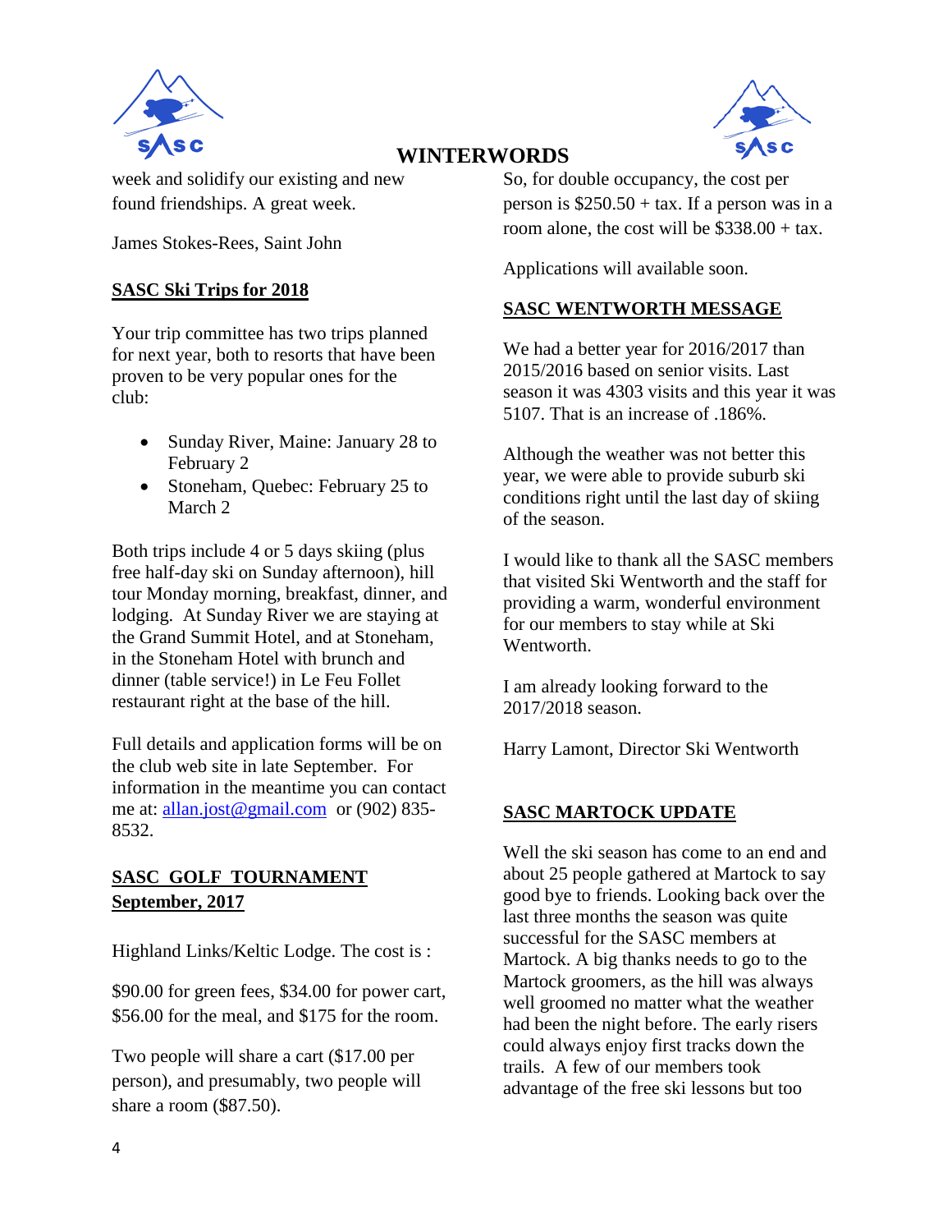week and solidify our existing and new found friendships. A great week.

James Stokes-Rees, Saint John

## SASC Ski Trips for 2018

Your trip committee has two trips planned for next year, both to resorts that have been proven to be very popular ones for the club:

- Sunday River, Maine: January 28 to February 2
- Stoneham, Quebec: February 25 to March 2

Both trips include 4 or 5 days skiing (plus free half-day ski on Sunday afternoon), hill tour Monday morning, breakfast, dinner, and lodging. At Sunday River we are staying at the Grand Summit Hotel, and at Stoneham, in the Stoneham Hotel with brunch and dinner (table service!) in Le Feu Follet restaurant right at the base of the hill.

Full details and application forms will be on the club web site in late September. For information in the meantime you can contact me at: allan.jost@gmail.com or (902) 835-8532.

## SASC GOLF TOURNAMENT September, 2017

Highland Links/Keltic Lodge. The cost is :

$90.00 for green fees, $34.00 for power cart, $56.00 for the meal, and $175 for the room.

Two people will share a cart ($17.00 per person), and presumably, two people will share a room ($87.50).

So, for double occupancy, the cost per person is $250.50 + tax. If a person was in a room alone, the cost will be $338.00 + tax.

Applications will available soon.

## SASC WENTWORTH MESSAGE

We had a better year for 2016/2017 than 2015/2016 based on senior visits. Last season it was 4303 visits and this year it was 5107. That is an increase of .186%.

Although the weather was not better this year, we were able to provide suburb ski conditions right until the last day of skiing of the season.

I would like to thank all the SASC members that visited Ski Wentworth and the staff for providing a warm, wonderful environment for our members to stay while at Ski Wentworth.

I am already looking forward to the 2017/2018 season.

Harry Lamont, Director Ski Wentworth

## SASC MARTOCK UPDATE

Well the ski season has come to an end and about 25 people gathered at Martock to say good bye to friends. Looking back over the last three months the season was quite successful for the SASC members at Martock. A big thanks needs to go to the Martock groomers, as the hill was always well groomed no matter what the weather had been the night before. The early risers could always enjoy first tracks down the trails. A few of our members took advantage of the free ski lessons but too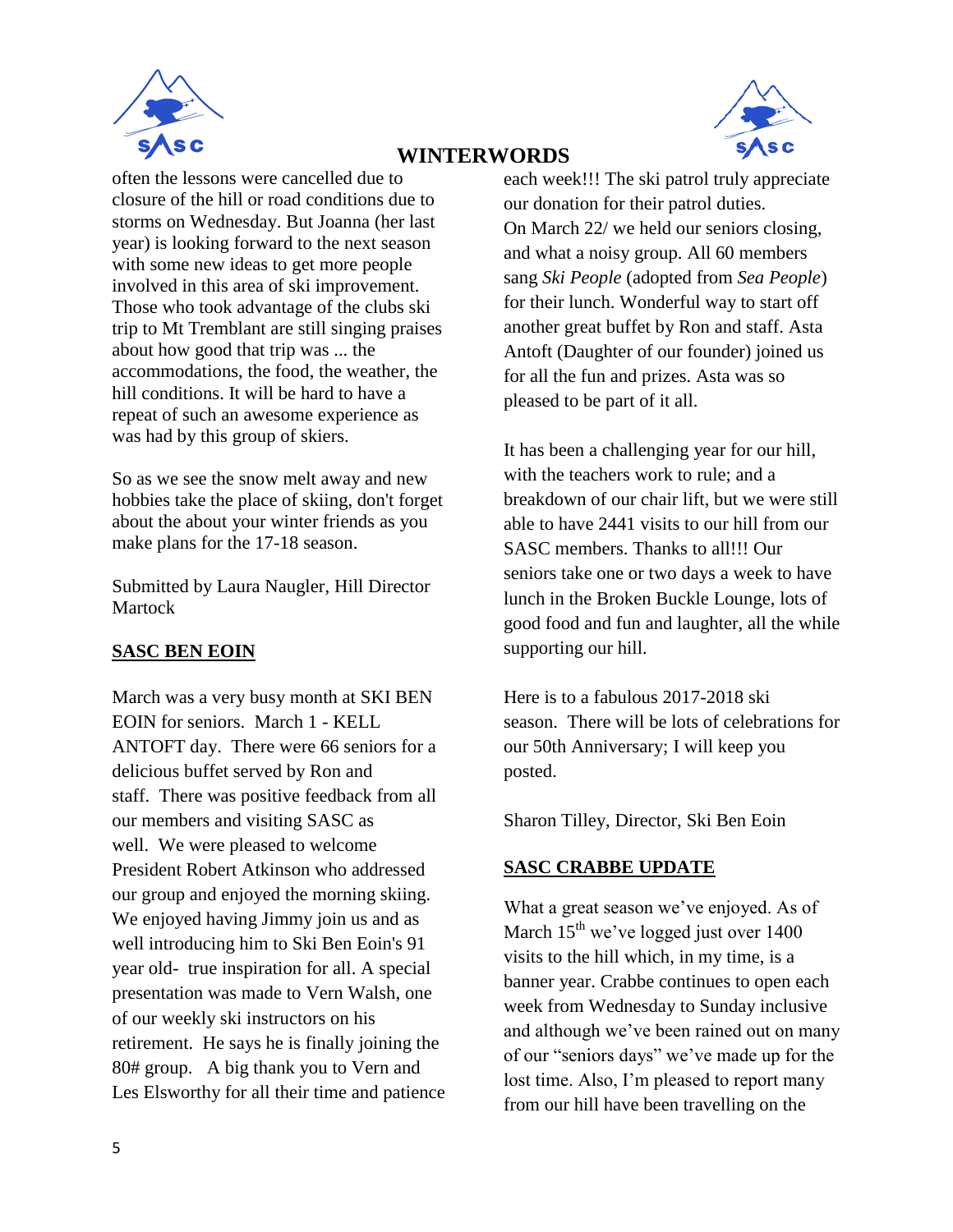often the lessons were cancelled due to closure of the hill or road conditions due to storms on Wednesday. But Joanna (her last year) is looking forward to the next season with some new ideas to get more people involved in this area of ski improvement. Those who took advantage of the clubs ski trip to Mt Tremblant are still singing praises about how good that trip was ... the accommodations, the food, the weather, the hill conditions. It will be hard to have a repeat of such an awesome experience as was had by this group of skiers.

So as we see the snow melt away and new hobbies take the place of skiing, don't forget about the about your winter friends as you make plans for the 17-18 season.

Submitted by Laura Naugler, Hill Director Martock

## SASC BEN EOIN

March was a very busy month at SKI BEN EOIN for seniors. March 1 - KELL ANTOFT day. There were 66 seniors for a delicious buffet served by Ron and staff. There was positive feedback from all our members and visiting SASC as well. We were pleased to welcome President Robert Atkinson who addressed our group and enjoyed the morning skiing. We enjoyed having Jimmy join us and as well introducing him to Ski Ben Eoin's 91 year old- true inspiration for all. A special presentation was made to Vern Walsh, one of our weekly ski instructors on his retirement. He says he is finally joining the 80# group. A big thank you to Vern and Les Elsworthy for all their time and patience each week!!! The ski patrol truly appreciate our donation for their patrol duties.

On March 22/ we held our seniors closing, and what a noisy group. All 60 members sang *Ski People* (adopted from *Sea People*) for their lunch. Wonderful way to start off another great buffet by Ron and staff. Asta Antoft (Daughter of our founder) joined us for all the fun and prizes. Asta was so pleased to be part of it all.

It has been a challenging year for our hill, with the teachers work to rule; and a breakdown of our chair lift, but we were still able to have 2441 visits to our hill from our SASC members. Thanks to all!!! Our seniors take one or two days a week to have lunch in the Broken Buckle Lounge, lots of good food and fun and laughter, all the while supporting our hill.

Here is to a fabulous 2017-2018 ski season. There will be lots of celebrations for our 50th Anniversary; I will keep you posted.

Sharon Tilley, Director, Ski Ben Eoin

## SASC CRABBE UPDATE

What a great season we've enjoyed. As of March 15th we've logged just over 1400 visits to the hill which, in my time, is a banner year. Crabbe continues to open each week from Wednesday to Sunday inclusive and although we've been rained out on many of our "seniors days" we've made up for the lost time. Also, I'm pleased to report many from our hill have been travelling on the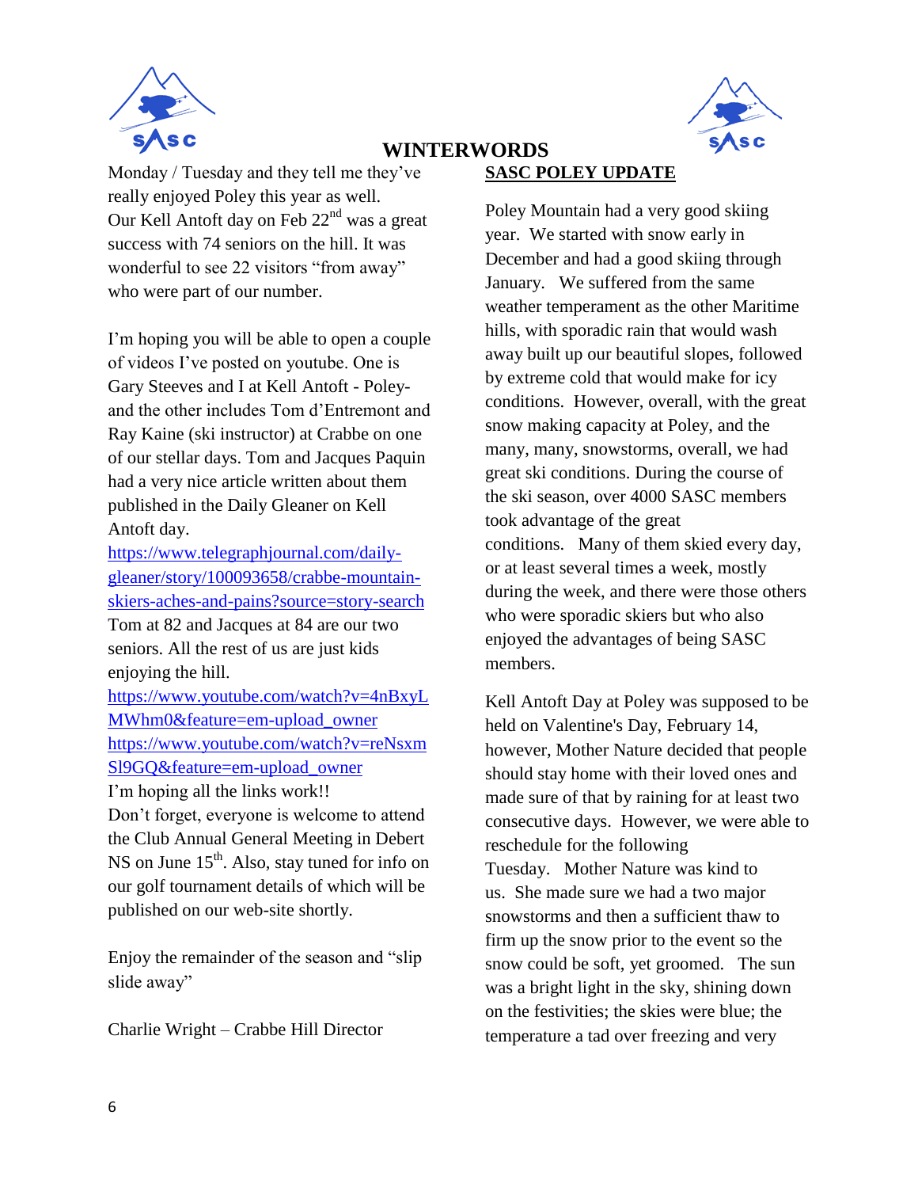# WINTERWORDS

Monday / Tuesday and they tell me they've really enjoyed Poley this year as well. Our Kell Antoft day on Feb 22nd was a great success with 74 seniors on the hill. It was wonderful to see 22 visitors "from away" who were part of our number.

I'm hoping you will be able to open a couple of videos I've posted on youtube. One is Gary Steeves and I at Kell Antoft - Poley- and the other includes Tom d'Entremont and Ray Kaine (ski instructor) at Crabbe on one of our stellar days. Tom and Jacques Paquin had a very nice article written about them published in the Daily Gleaner on Kell Antoft day.
https://www.telegraphjournal.com/daily-gleaner/story/100093658/crabbe-mountain-skiers-aches-and-pains?source=story-search
Tom at 82 and Jacques at 84 are our two seniors. All the rest of us are just kids enjoying the hill.
https://www.youtube.com/watch?v=4nBxyLMWhm0&feature=em-upload_owner
https://www.youtube.com/watch?v=reNsxmSl9GQ&feature=em-upload_owner
I'm hoping all the links work!!
Don't forget, everyone is welcome to attend the Club Annual General Meeting in Debert NS on June 15th. Also, stay tuned for info on our golf tournament details of which will be published on our web-site shortly.

Enjoy the remainder of the season and "slip slide away"

Charlie Wright – Crabbe Hill Director

## SASC POLEY UPDATE

Poley Mountain had a very good skiing year. We started with snow early in December and had a good skiing through January. We suffered from the same weather temperament as the other Maritime hills, with sporadic rain that would wash away built up our beautiful slopes, followed by extreme cold that would make for icy conditions. However, overall, with the great snow making capacity at Poley, and the many, many, snowstorms, overall, we had great ski conditions. During the course of the ski season, over 4000 SASC members took advantage of the great conditions. Many of them skied every day, or at least several times a week, mostly during the week, and there were those others who were sporadic skiers but who also enjoyed the advantages of being SASC members.

Kell Antoft Day at Poley was supposed to be held on Valentine's Day, February 14, however, Mother Nature decided that people should stay home with their loved ones and made sure of that by raining for at least two consecutive days. However, we were able to reschedule for the following Tuesday. Mother Nature was kind to us. She made sure we had a two major snowstorms and then a sufficient thaw to firm up the snow prior to the event so the snow could be soft, yet groomed. The sun was a bright light in the sky, shining down on the festivities; the skies were blue; the temperature a tad over freezing and very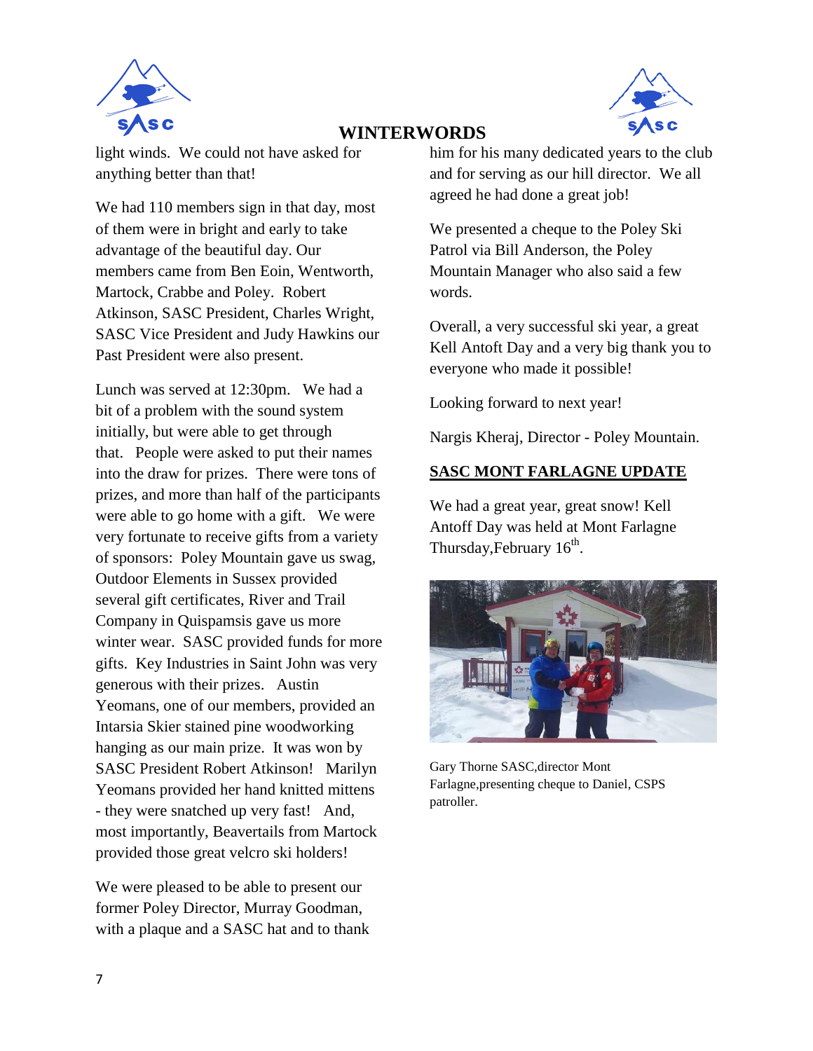# WINTERWORDS

light winds. We could not have asked for anything better than that!

We had 110 members sign in that day, most of them were in bright and early to take advantage of the beautiful day. Our members came from Ben Eoin, Wentworth, Martock, Crabbe and Poley. Robert Atkinson, SASC President, Charles Wright, SASC Vice President and Judy Hawkins our Past President were also present.

Lunch was served at 12:30pm. We had a bit of a problem with the sound system initially, but were able to get through that. People were asked to put their names into the draw for prizes. There were tons of prizes, and more than half of the participants were able to go home with a gift. We were very fortunate to receive gifts from a variety of sponsors: Poley Mountain gave us swag, Outdoor Elements in Sussex provided several gift certificates, River and Trail Company in Quispamsis gave us more winter wear. SASC provided funds for more gifts. Key Industries in Saint John was very generous with their prizes. Austin Yeomans, one of our members, provided an Intarsia Skier stained pine woodworking hanging as our main prize. It was won by SASC President Robert Atkinson! Marilyn Yeomans provided her hand knitted mittens - they were snatched up very fast! And, most importantly, Beavertails from Martock provided those great velcro ski holders!

We were pleased to be able to present our former Poley Director, Murray Goodman, with a plaque and a SASC hat and to thank him for his many dedicated years to the club and for serving as our hill director. We all agreed he had done a great job!

We presented a cheque to the Poley Ski Patrol via Bill Anderson, the Poley Mountain Manager who also said a few words.

Overall, a very successful ski year, a great Kell Antoft Day and a very big thank you to everyone who made it possible!

Looking forward to next year!

Nargis Kheraj, Director - Poley Mountain.

## SASC MONT FARLAGNE UPDATE

We had a great year, great snow! Kell Antoft Day was held at Mont Farlagne Thursday,February 16th.

Gary Thorne SASC,director Mont Farlagne,presenting cheque to Daniel, CSPS patroller.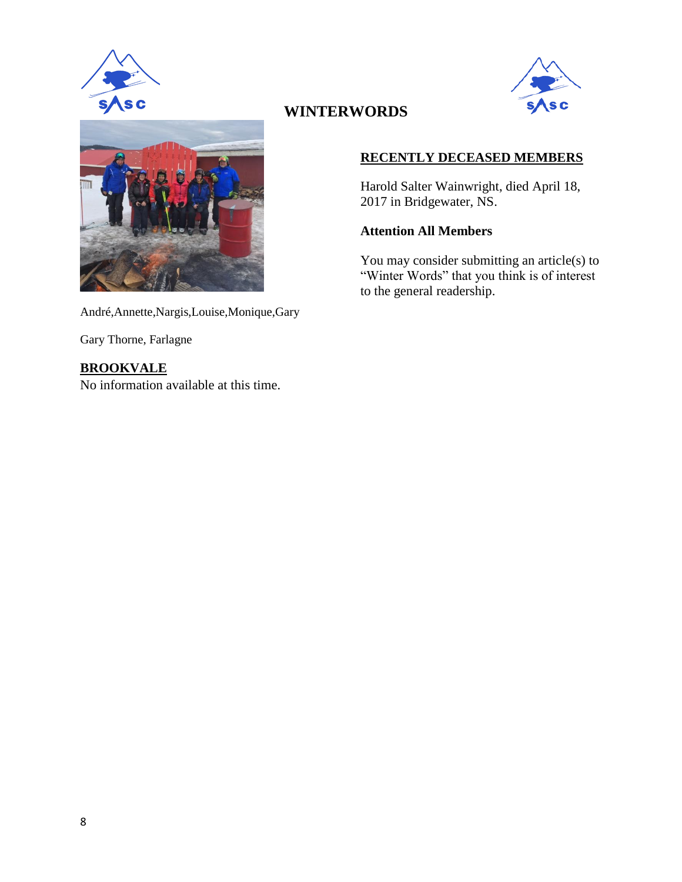# WINTERWORDS

André,Annette,Nargis,Louise,Monique,Gary

Gary Thorne, Farlagne

**BROOKVALE**

No information available at this time.

**RECENTLY DECEASED MEMBERS**

Harold Salter Wainwright, died April 18, 2017 in Bridgewater, NS.

**Attention All Members**

You may consider submitting an article(s) to "Winter Words" that you think is of interest to the general readership.